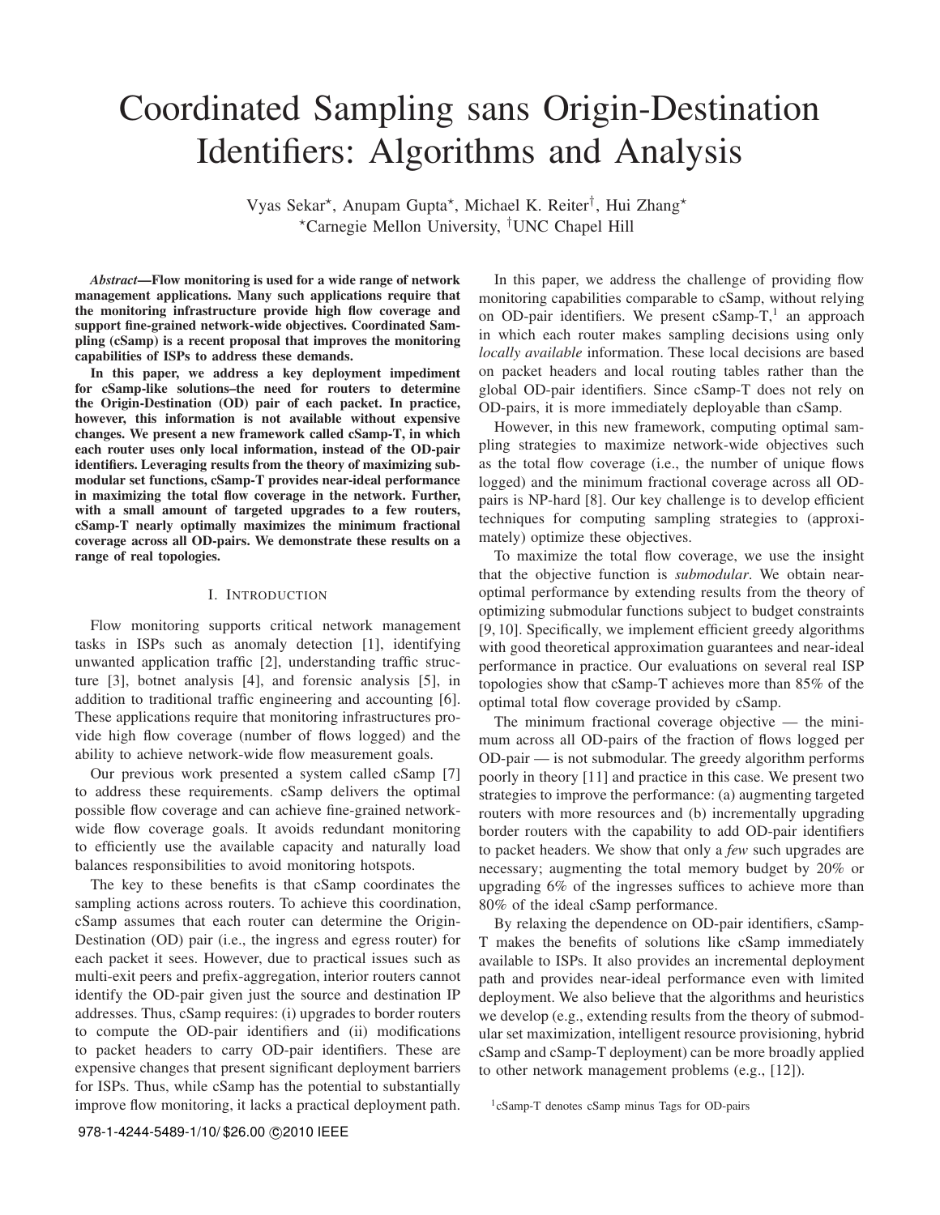# Coordinated Sampling sans Origin-Destination Identifiers: Algorithms and Analysis

Vyas Sekar*, Anupam Gupta*, Michael K. Reiter†, Hui Zhang*
*Carnegie Mellon University, †UNC Chapel Hill

***Abstract*—Flow monitoring is used for a wide range of network management applications. Many such applications require that the monitoring infrastructure provide high flow coverage and support fine-grained network-wide objectives. Coordinated Sampling (cSamp) is a recent proposal that improves the monitoring capabilities of ISPs to address these demands.**

**In this paper, we address a key deployment impediment for cSamp-like solutions–the need for routers to determine the Origin-Destination (OD) pair of each packet. In practice, however, this information is not available without expensive changes. We present a new framework called cSamp-T, in which each router uses only local information, instead of the OD-pair identifiers. Leveraging results from the theory of maximizing submodular set functions, cSamp-T provides near-ideal performance in maximizing the total flow coverage in the network. Further, with a small amount of targeted upgrades to a few routers, cSamp-T nearly optimally maximizes the minimum fractional coverage across all OD-pairs. We demonstrate these results on a range of real topologies.**

## I. Introduction

Flow monitoring supports critical network management tasks in ISPs such as anomaly detection [1], identifying unwanted application traffic [2], understanding traffic structure [3], botnet analysis [4], and forensic analysis [5], in addition to traditional traffic engineering and accounting [6]. These applications require that monitoring infrastructures provide high flow coverage (number of flows logged) and the ability to achieve network-wide flow measurement goals.

Our previous work presented a system called cSamp [7] to address these requirements. cSamp delivers the optimal possible flow coverage and can achieve fine-grained network-wide flow coverage goals. It avoids redundant monitoring to efficiently use the available capacity and naturally load balances responsibilities to avoid monitoring hotspots.

The key to these benefits is that cSamp coordinates the sampling actions across routers. To achieve this coordination, cSamp assumes that each router can determine the Origin-Destination (OD) pair (i.e., the ingress and egress router) for each packet it sees. However, due to practical issues such as multi-exit peers and prefix-aggregation, interior routers cannot identify the OD-pair given just the source and destination IP addresses. Thus, cSamp requires: (i) upgrades to border routers to compute the OD-pair identifiers and (ii) modifications to packet headers to carry OD-pair identifiers. These are expensive changes that present significant deployment barriers for ISPs. Thus, while cSamp has the potential to substantially improve flow monitoring, it lacks a practical deployment path.

In this paper, we address the challenge of providing flow monitoring capabilities comparable to cSamp, without relying on OD-pair identifiers. We present cSamp-T,[1] an approach in which each router makes sampling decisions using only *locally available* information. These local decisions are based on packet headers and local routing tables rather than the global OD-pair identifiers. Since cSamp-T does not rely on OD-pairs, it is more immediately deployable than cSamp.

However, in this new framework, computing optimal sampling strategies to maximize network-wide objectives such as the total flow coverage (i.e., the number of unique flows logged) and the minimum fractional coverage across all OD-pairs is NP-hard [8]. Our key challenge is to develop efficient techniques for computing sampling strategies to (approximately) optimize these objectives.

To maximize the total flow coverage, we use the insight that the objective function is *submodular*. We obtain near-optimal performance by extending results from the theory of optimizing submodular functions subject to budget constraints [9, 10]. Specifically, we implement efficient greedy algorithms with good theoretical approximation guarantees and near-ideal performance in practice. Our evaluations on several real ISP topologies show that cSamp-T achieves more than 85% of the optimal total flow coverage provided by cSamp.

The minimum fractional coverage objective — the minimum across all OD-pairs of the fraction of flows logged per OD-pair — is not submodular. The greedy algorithm performs poorly in theory [11] and practice in this case. We present two strategies to improve the performance: (a) augmenting targeted routers with more resources and (b) incrementally upgrading border routers with the capability to add OD-pair identifiers to packet headers. We show that only a *few* such upgrades are necessary; augmenting the total memory budget by 20% or upgrading 6% of the ingresses suffices to achieve more than 80% of the ideal cSamp performance.

By relaxing the dependence on OD-pair identifiers, cSamp-T makes the benefits of solutions like cSamp immediately available to ISPs. It also provides an incremental deployment path and provides near-ideal performance even with limited deployment. We also believe that the algorithms and heuristics we develop (e.g., extending results from the theory of submodular set maximization, intelligent resource provisioning, hybrid cSamp and cSamp-T deployment) can be more broadly applied to other network management problems (e.g., [12]).

[1] cSamp-T denotes cSamp minus Tags for OD-pairs

978-1-4244-5489-1/10/ $26.00 ©2010 IEEE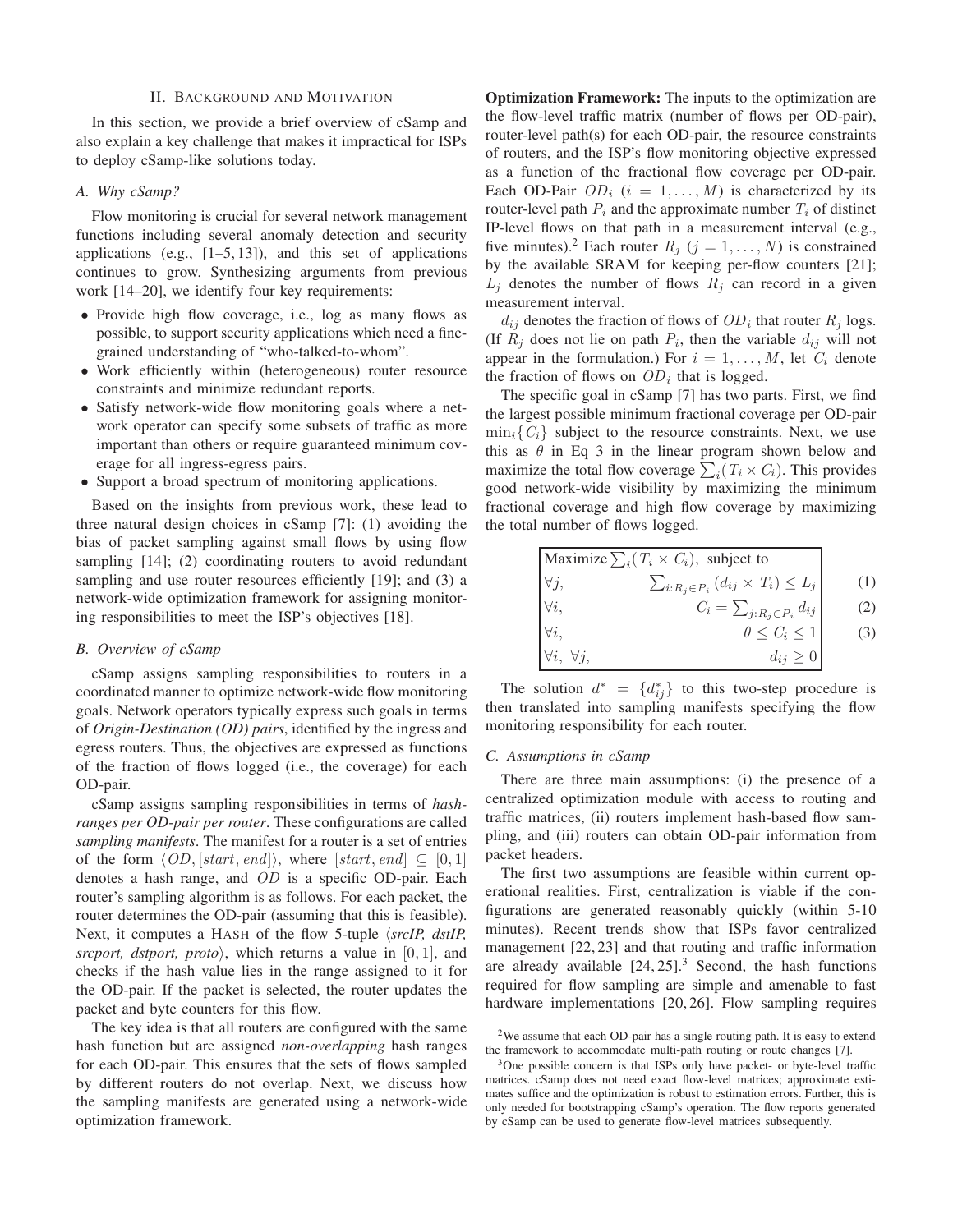## II. Background and Motivation

In this section, we provide a brief overview of cSamp and also explain a key challenge that makes it impractical for ISPs to deploy cSamp-like solutions today.

### A. Why cSamp?

Flow monitoring is crucial for several network management functions including several anomaly detection and security applications (e.g., [1–5, 13]), and this set of applications continues to grow. Synthesizing arguments from previous work [14–20], we identify four key requirements:

- Provide high flow coverage, i.e., log as many flows as possible, to support security applications which need a fine-grained understanding of "who-talked-to-whom".
- Work efficiently within (heterogeneous) router resource constraints and minimize redundant reports.
- Satisfy network-wide flow monitoring goals where a network operator can specify some subsets of traffic as more important than others or require guaranteed minimum coverage for all ingress-egress pairs.
- Support a broad spectrum of monitoring applications.

Based on the insights from previous work, these lead to three natural design choices in cSamp [7]: (1) avoiding the bias of packet sampling against small flows by using flow sampling [14]; (2) coordinating routers to avoid redundant sampling and use router resources efficiently [19]; and (3) a network-wide optimization framework for assigning monitoring responsibilities to meet the ISP's objectives [18].

### B. Overview of cSamp

cSamp assigns sampling responsibilities to routers in a coordinated manner to optimize network-wide flow monitoring goals. Network operators typically express such goals in terms of *Origin-Destination (OD) pairs*, identified by the ingress and egress routers. Thus, the objectives are expressed as functions of the fraction of flows logged (i.e., the coverage) for each OD-pair.

cSamp assigns sampling responsibilities in terms of *hash-ranges per OD-pair per router*. These configurations are called *sampling manifests*. The manifest for a router is a set of entries of the form $\langle OD, [start, end] \rangle$, where $[start, end] \subseteq [0, 1]$ denotes a hash range, and $OD$ is a specific OD-pair. Each router's sampling algorithm is as follows. For each packet, the router determines the OD-pair (assuming that this is feasible). Next, it computes a HASH of the flow 5-tuple $\langle$*srcIP, dstIP, srcport, dstport, proto*$\rangle$, which returns a value in $[0, 1]$, and checks if the hash value lies in the range assigned to it for the OD-pair. If the packet is selected, the router updates the packet and byte counters for this flow.

The key idea is that all routers are configured with the same hash function but are assigned *non-overlapping* hash ranges for each OD-pair. This ensures that the sets of flows sampled by different routers do not overlap. Next, we discuss how the sampling manifests are generated using a network-wide optimization framework.

**Optimization Framework:** The inputs to the optimization are the flow-level traffic matrix (number of flows per OD-pair), router-level path(s) for each OD-pair, the resource constraints of routers, and the ISP's flow monitoring objective expressed as a function of the fractional flow coverage per OD-pair. Each OD-Pair $OD_i$ ($i = 1, \ldots, M$) is characterized by its router-level path $P_i$ and the approximate number $T_i$ of distinct IP-level flows on that path in a measurement interval (e.g., five minutes).[2] Each router $R_j$ ($j = 1, \ldots, N$) is constrained by the available SRAM for keeping per-flow counters [21]; $L_j$ denotes the number of flows $R_j$ can record in a given measurement interval.

$d_{ij}$ denotes the fraction of flows of $OD_i$ that router $R_j$ logs. (If $R_j$ does not lie on path $P_i$, then the variable $d_{ij}$ will not appear in the formulation.) For $i = 1, \ldots, M$, let $C_i$ denote the fraction of flows on $OD_i$ that is logged.

The specific goal in cSamp [7] has two parts. First, we find the largest possible minimum fractional coverage per OD-pair $\min_i\{C_i\}$ subject to the resource constraints. Next, we use this as $\theta$ in Eq 3 in the linear program shown below and maximize the total flow coverage $\sum_i (T_i \times C_i)$. This provides good network-wide visibility by maximizing the minimum fractional coverage and high flow coverage by maximizing the total number of flows logged.

$$\text{Maximize } \sum_i (T_i \times C_i), \text{ subject to}$$

$$\forall j, \quad \sum_{i: R_j \in P_i} (d_{ij} \times T_i) \leq L_j \tag{1}$$

$$\forall i, \quad C_i = \sum_{j: R_j \in P_i} d_{ij} \tag{2}$$

$$\forall i, \quad \theta \leq C_i \leq 1 \tag{3}$$

$$\forall i, \ \forall j, \quad d_{ij} \geq 0$$

The solution $d^* = \{d^*_{ij}\}$ to this two-step procedure is then translated into sampling manifests specifying the flow monitoring responsibility for each router.

### C. Assumptions in cSamp

There are three main assumptions: (i) the presence of a centralized optimization module with access to routing and traffic matrices, (ii) routers implement hash-based flow sampling, and (iii) routers can obtain OD-pair information from packet headers.

The first two assumptions are feasible within current operational realities. First, centralization is viable if the configurations are generated reasonably quickly (within 5-10 minutes). Recent trends show that ISPs favor centralized management [22, 23] and that routing and traffic information are already available [24, 25].[3] Second, the hash functions required for flow sampling are simple and amenable to fast hardware implementations [20, 26]. Flow sampling requires

[2] We assume that each OD-pair has a single routing path. It is easy to extend the framework to accommodate multi-path routing or route changes [7].

[3] One possible concern is that ISPs only have packet- or byte-level traffic matrices. cSamp does not need exact flow-level matrices; approximate estimates suffice and the optimization is robust to estimation errors. Further, this is only needed for bootstrapping cSamp's operation. The flow reports generated by cSamp can be used to generate flow-level matrices subsequently.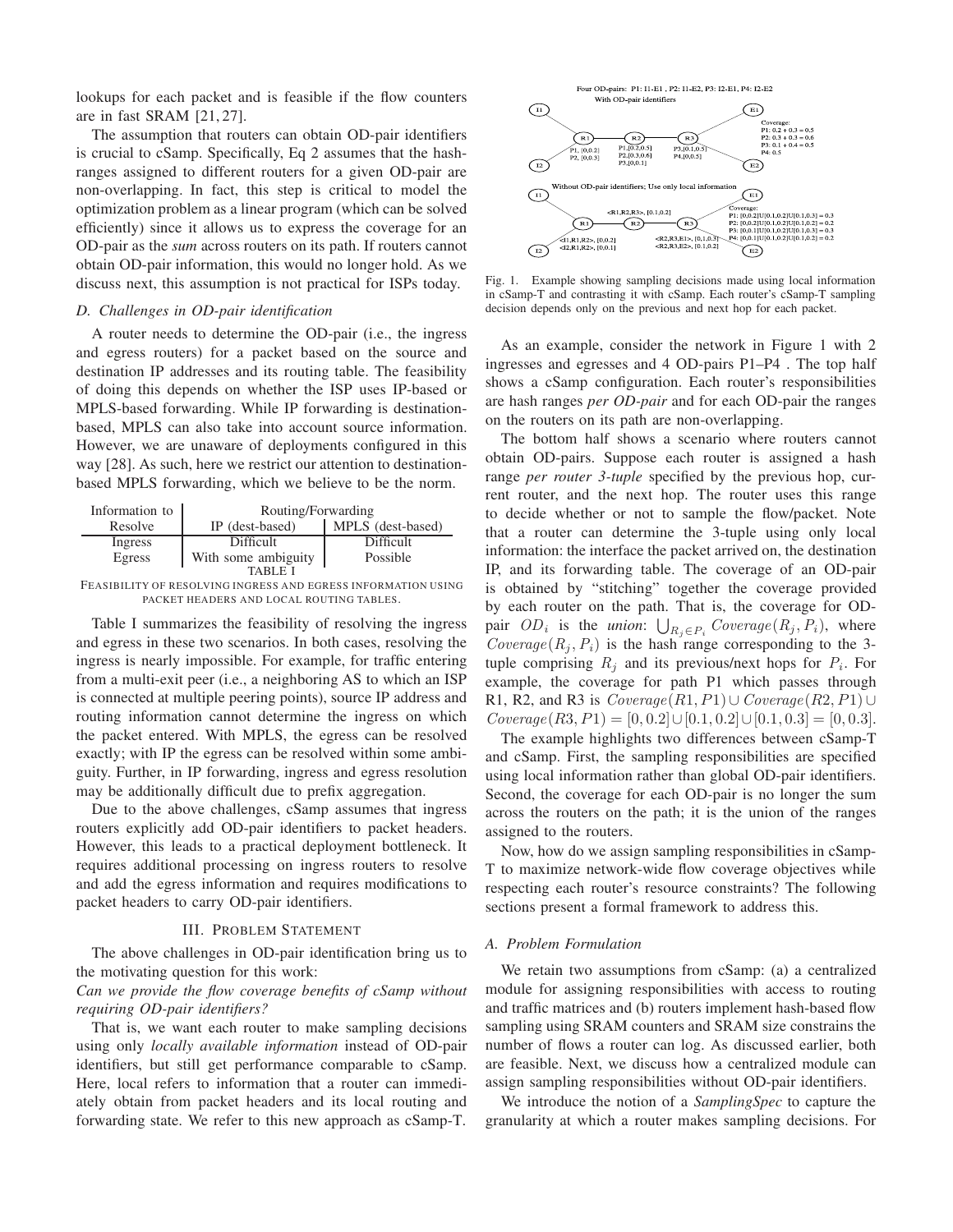lookups for each packet and is feasible if the flow counters are in fast SRAM [21, 27].

The assumption that routers can obtain OD-pair identifiers is crucial to cSamp. Specifically, Eq 2 assumes that the hash-ranges assigned to different routers for a given OD-pair are non-overlapping. In fact, this step is critical to model the optimization problem as a linear program (which can be solved efficiently) since it allows us to express the coverage for an OD-pair as the *sum* across routers on its path. If routers cannot obtain OD-pair information, this would no longer hold. As we discuss next, this assumption is not practical for ISPs today.

### D. Challenges in OD-pair identification

A router needs to determine the OD-pair (i.e., the ingress and egress routers) for a packet based on the source and destination IP addresses and its routing table. The feasibility of doing this depends on whether the ISP uses IP-based or MPLS-based forwarding. While IP forwarding is destination-based, MPLS can also take into account source information. However, we are unaware of deployments configured in this way [28]. As such, here we restrict our attention to destination-based MPLS forwarding, which we believe to be the norm.

| Information to | Routing/Forwarding | |
|---|---|---|
| Resolve | IP (dest-based) | MPLS (dest-based) |
| Ingress | Difficult | Difficult |
| Egress | With some ambiguity | Possible |

TABLE I
FEASIBILITY OF RESOLVING INGRESS AND EGRESS INFORMATION USING PACKET HEADERS AND LOCAL ROUTING TABLES.

Table I summarizes the feasibility of resolving the ingress and egress in these two scenarios. In both cases, resolving the ingress is nearly impossible. For example, for traffic entering from a multi-exit peer (i.e., a neighboring AS to which an ISP is connected at multiple peering points), source IP address and routing information cannot determine the ingress on which the packet entered. With MPLS, the egress can be resolved exactly; with IP the egress can be resolved within some ambiguity. Further, in IP forwarding, ingress and egress resolution may be additionally difficult due to prefix aggregation.

Due to the above challenges, cSamp assumes that ingress routers explicitly add OD-pair identifiers to packet headers. However, this leads to a practical deployment bottleneck. It requires additional processing on ingress routers to resolve and add the egress information and requires modifications to packet headers to carry OD-pair identifiers.

## III. Problem Statement

The above challenges in OD-pair identification bring us to the motivating question for this work:

*Can we provide the flow coverage benefits of cSamp without requiring OD-pair identifiers?*

That is, we want each router to make sampling decisions using only *locally available information* instead of OD-pair identifiers, but still get performance comparable to cSamp. Here, local refers to information that a router can immediately obtain from packet headers and its local routing and forwarding state. We refer to this new approach as cSamp-T.

Four OD-pairs: P1: I1-E1 , P2: I1-E2, P3: I2-E1, P4: I2-E2

With OD-pair identifiers

I1
E1
R1
R2
R3
I2
E2
P1, [0,0.2]
P2, [0,0.3]
P1,[0.2,0.5]
P2,[0.3,0.6]
P3,[0,0.1]
P3,[0.1,0.5]
P4,[0,0.5]
Coverage:
P1: 0.2 + 0.3 = 0.5
P2: 0.3 + 0.3 = 0.6
P3: 0.1 + 0.4 = 0.5
P4: 0.5

Without OD-pair identifiers; Use only local information

I1
E1
<R1,R2,R3>, [0.1,0.2]
R1
R2
R3
I2
E2
<I1,R1,R2>, [0,0.2]
<I2,R1,R2>, [0,0.1]
<R2,R3,E1>, [0.1,0.3]
<R2,R3,E2>, [0.1,0.2]
Coverage:
P1: [0,0.2]U[0.1,0.2]U[0.1,0.3] = 0.3
P2: [0,0.2]U[0.1,0.2]U[0.1,0.2] = 0.2
P3: [0,0.1]U[0.1,0.2]U[0.1,0.3] = 0.3
P4: [0,0.1]U[0.1,0.2]U[0.1,0.2] = 0.2

Fig. 1. Example showing sampling decisions made using local information in cSamp-T and contrasting it with cSamp. Each router's cSamp-T sampling decision depends only on the previous and next hop for each packet.

As an example, consider the network in Figure 1 with 2 ingresses and egresses and 4 OD-pairs P1–P4 . The top half shows a cSamp configuration. Each router's responsibilities are hash ranges *per OD-pair* and for each OD-pair the ranges on the routers on its path are non-overlapping.

The bottom half shows a scenario where routers cannot obtain OD-pairs. Suppose each router is assigned a hash range *per router 3-tuple* specified by the previous hop, current router, and the next hop. The router uses this range to decide whether or not to sample the flow/packet. Note that a router can determine the 3-tuple using only local information: the interface the packet arrived on, the destination IP, and its forwarding table. The coverage of an OD-pair is obtained by "stitching" together the coverage provided by each router on the path. That is, the coverage for OD-pair $OD_i$ is the *union*: $\bigcup_{R_j \in P_i} Coverage(R_j, P_i)$, where $Coverage(R_j, P_i)$ is the hash range corresponding to the 3-tuple comprising $R_j$ and its previous/next hops for $P_i$. For example, the coverage for path P1 which passes through R1, R2, and R3 is $Coverage(R1, P1) \cup Coverage(R2, P1) \cup Coverage(R3, P1) = [0, 0.2] \cup [0.1, 0.2] \cup [0.1, 0.3] = [0, 0.3]$.

The example highlights two differences between cSamp-T and cSamp. First, the sampling responsibilities are specified using local information rather than global OD-pair identifiers. Second, the coverage for each OD-pair is no longer the sum across the routers on the path; it is the union of the ranges assigned to the routers.

Now, how do we assign sampling responsibilities in cSamp-T to maximize network-wide flow coverage objectives while respecting each router's resource constraints? The following sections present a formal framework to address this.

### A. Problem Formulation

We retain two assumptions from cSamp: (a) a centralized module for assigning responsibilities with access to routing and traffic matrices and (b) routers implement hash-based flow sampling using SRAM counters and SRAM size constrains the number of flows a router can log. As discussed earlier, both are feasible. Next, we discuss how a centralized module can assign sampling responsibilities without OD-pair identifiers.

We introduce the notion of a *SamplingSpec* to capture the granularity at which a router makes sampling decisions. For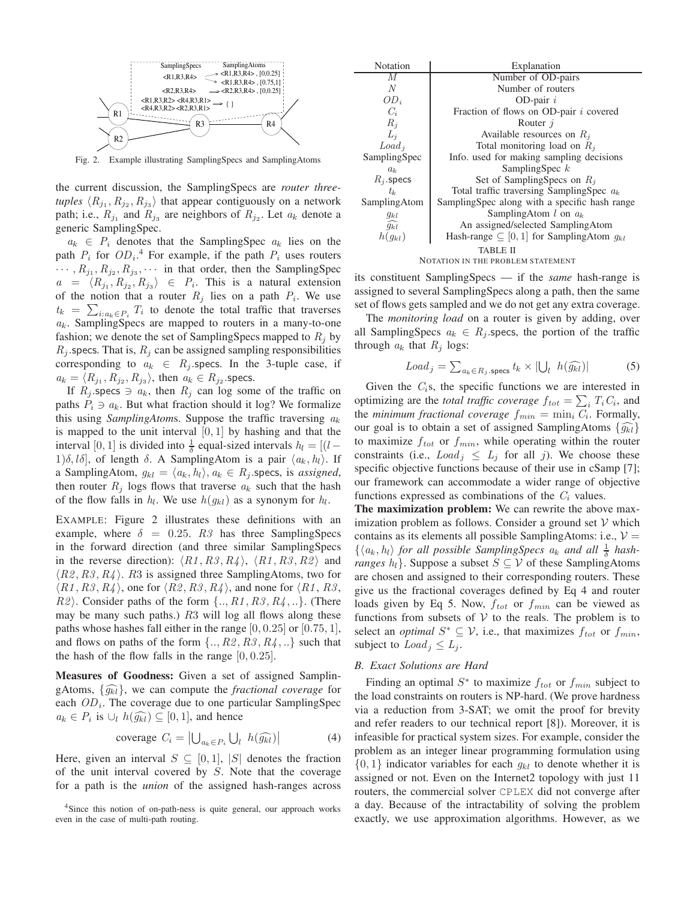Fig. 2. Example illustrating SamplingSpecs and SamplingAtoms

the current discussion, the SamplingSpecs are *router three-tuples* $\langle R_{j_1}, R_{j_2}, R_{j_3} \rangle$ that appear contiguously on a network path; i.e., $R_{j_1}$ and $R_{j_3}$ are neighbors of $R_{j_2}$. Let $a_k$ denote a generic SamplingSpec.

$a_k \in P_i$ denotes that the SamplingSpec $a_k$ lies on the path $P_i$ for $OD_i$.[4] For example, if the path $P_i$ uses routers $\cdots, R_{j_1}, R_{j_2}, R_{j_3}, \cdots$ in that order, then the SamplingSpec $a = \langle R_{j_1}, R_{j_2}, R_{j_3} \rangle \in P_i$. This is a natural extension of the notion that a router $R_j$ lies on a path $P_i$. We use $t_k = \sum_{i: a_k \in P_i} T_i$ to denote the total traffic that traverses $a_k$. SamplingSpecs are mapped to routers in a many-to-one fashion; we denote the set of SamplingSpecs mapped to $R_j$ by $R_j$.specs. That is, $R_j$ can be assigned sampling responsibilities corresponding to $a_k \in R_j$.specs. In the 3-tuple case, if $a_k = \langle R_{j_1}, R_{j_2}, R_{j_3} \rangle$, then $a_k \in R_{j_2}$.specs.

If $R_j$.specs $\ni a_k$, then $R_j$ can log some of the traffic on paths $P_i \ni a_k$. But what fraction should it log? We formalize this using *SamplingAtom*s. Suppose the traffic traversing $a_k$ is mapped to the unit interval $[0,1]$ by hashing and that the interval $[0,1]$ is divided into $\frac{1}{\delta}$ equal-sized intervals $h_l = [(l-1)\delta, l\delta]$, of length $\delta$. A SamplingAtom is a pair $\langle a_k, h_l \rangle$. If a SamplingAtom, $g_{kl} = \langle a_k, h_l \rangle$, $a_k \in R_j$.specs, is *assigned*, then router $R_j$ logs flows that traverse $a_k$ such that the hash of the flow falls in $h_l$. We use $h(g_{kl})$ as a synonym for $h_l$.

EXAMPLE: Figure 2 illustrates these definitions with an example, where $\delta = 0.25$. *R3* has three SamplingSpecs in the forward direction (and three similar SamplingSpecs in the reverse direction): $\langle R1, R3, R4 \rangle$, $\langle R1, R3, R2 \rangle$ and $\langle R2, R3, R4 \rangle$. *R3* is assigned three SamplingAtoms, two for $\langle R1, R3, R4 \rangle$, one for $\langle R2, R3, R4 \rangle$, and none for $\langle R1, R3, R2 \rangle$. Consider paths of the form $\{.., R1, R3, R4, ..\}$. (There may be many such paths.) *R3* will log all flows along these paths whose hashes fall either in the range $[0, 0.25]$ or $[0.75, 1]$, and flows on paths of the form $\{.., R2, R3, R4, ..\}$ such that the hash of the flow falls in the range $[0, 0.25]$.

**Measures of Goodness:** Given a set of assigned SamplingAtoms, $\{\widehat{g_{kl}}\}$, we can compute the *fractional coverage* for each $OD_i$. The coverage due to one particular SamplingSpec $a_k \in P_i$ is $\cup_l \ h(\widehat{g_{kl}}) \subseteq [0,1]$, and hence

$$\text{coverage } C_i = \left| \bigcup_{a_k \in P_i} \bigcup_l \ h(\widehat{g_{kl}}) \right| \tag{4}$$

Here, given an interval $S \subseteq [0,1]$, $|S|$ denotes the fraction of the unit interval covered by $S$. Note that the coverage for a path is the *union* of the assigned hash-ranges across its constituent SamplingSpecs — if the *same* hash-range is assigned to several SamplingSpecs along a path, then the same set of flows gets sampled and we do not get any extra coverage.

| Notation | Explanation |
|---|---|
| $M$ | Number of OD-pairs |
| $N$ | Number of routers |
| $OD_i$ | OD-pair $i$ |
| $C_i$ | Fraction of flows on OD-pair $i$ covered |
| $R_j$ | Router $j$ |
| $L_j$ | Available resources on $R_j$ |
| $Load_j$ | Total monitoring load on $R_j$ |
| SamplingSpec | Info. used for making sampling decisions |
| $a_k$ | SamplingSpec $k$ |
| $R_j$.specs | Set of SamplingSpecs on $R_j$ |
| $t_k$ | Total traffic traversing SamplingSpec $a_k$ |
| SamplingAtom | SamplingSpec along with a specific hash range |
| $g_{kl}$ | SamplingAtom $l$ on $a_k$ |
| $\widehat{g_{kl}}$ | An assigned/selected SamplingAtom |
| $h(g_{kl})$ | Hash-range $\subseteq [0,1]$ for SamplingAtom $g_{kl}$ |

TABLE II
NOTATION IN THE PROBLEM STATEMENT

The *monitoring load* on a router is given by adding, over all SamplingSpecs $a_k \in R_j$.specs, the portion of the traffic through $a_k$ that $R_j$ logs:

$$Load_j = \textstyle\sum_{a_k \in R_j.\text{specs}} t_k \times |\bigcup_l \ h(\widehat{g_{kl}})| \tag{5}$$

Given the $C_i$s, the specific functions we are interested in optimizing are the *total traffic coverage* $f_{tot} = \sum_i T_i C_i$, and the *minimum fractional coverage* $f_{min} = \min_i C_i$. Formally, our goal is to obtain a set of assigned SamplingAtoms $\{\widehat{g_{kl}}\}$ to maximize $f_{tot}$ or $f_{min}$, while operating within the router constraints (i.e., $Load_j \leq L_j$ for all $j$). We choose these specific objective functions because of their use in cSamp [7]; our framework can accommodate a wider range of objective functions expressed as combinations of the $C_i$ values.

**The maximization problem:** We can rewrite the above maximization problem as follows. Consider a ground set $\mathcal{V}$ which contains as its elements all possible SamplingAtoms: i.e., $\mathcal{V} = \{\langle a_k, h_l \rangle$ *for all possible SamplingSpecs* $a_k$ *and all* $\frac{1}{\delta}$ *hash-ranges* $h_l\}$. Suppose a subset $S \subseteq \mathcal{V}$ of these SamplingAtoms are chosen and assigned to their corresponding routers. These give us the fractional coverages defined by Eq 4 and router loads given by Eq 5. Now, $f_{tot}$ or $f_{min}$ can be viewed as functions from subsets of $\mathcal{V}$ to the reals. The problem is to select an *optimal* $S^* \subseteq \mathcal{V}$, i.e., that maximizes $f_{tot}$ or $f_{min}$, subject to $Load_j \leq L_j$.

### B. Exact Solutions are Hard

Finding an optimal $S^*$ to maximize $f_{tot}$ or $f_{min}$ subject to the load constraints on routers is NP-hard. (We prove hardness via a reduction from 3-SAT; we omit the proof for brevity and refer readers to our technical report [8]). Moreover, it is infeasible for practical system sizes. For example, consider the problem as an integer linear programming formulation using $\{0,1\}$ indicator variables for each $g_{kl}$ to denote whether it is assigned or not. Even on the Internet2 topology with just 11 routers, the commercial solver CPLEX did not converge after a day. Because of the intractability of solving the problem exactly, we use approximation algorithms. However, as we

[4] Since this notion of on-path-ness is quite general, our approach works even in the case of multi-path routing.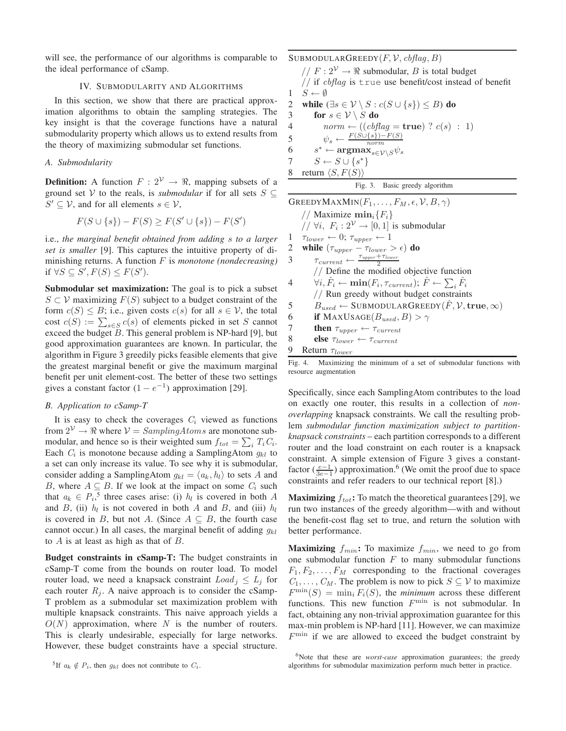will see, the performance of our algorithms is comparable to the ideal performance of cSamp.

## IV. Submodularity and Algorithms

In this section, we show that there are practical approximation algorithms to obtain the sampling strategies. The key insight is that the coverage functions have a natural submodularity property which allows us to extend results from the theory of maximizing submodular set functions.

### A. Submodularity

**Definition:** A function $F : 2^{\mathcal{V}} \to \Re$, mapping subsets of a ground set $\mathcal{V}$ to the reals, is *submodular* if for all sets $S \subseteq S' \subseteq \mathcal{V}$, and for all elements $s \in \mathcal{V}$,

$$F(S \cup \{s\}) - F(S) \geq F(S' \cup \{s\}) - F(S')$$

i.e., *the marginal benefit obtained from adding $s$ to a larger set is smaller* [9]. This captures the intuitive property of diminishing returns. A function $F$ is *monotone (nondecreasing)* if $\forall S \subseteq S', F(S) \leq F(S')$.

**Submodular set maximization:** The goal is to pick a subset $S \subset \mathcal{V}$ maximizing $F(S)$ subject to a budget constraint of the form $c(S) \leq B$; i.e., given costs $c(s)$ for all $s \in \mathcal{V}$, the total cost $c(S) := \sum_{s \in S} c(s)$ of elements picked in set $S$ cannot exceed the budget $B$. This general problem is NP-hard [9], but good approximation guarantees are known. In particular, the algorithm in Figure 3 greedily picks feasible elements that give the greatest marginal benefit or give the maximum marginal benefit per unit element-cost. The better of these two settings gives a constant factor $(1 - e^{-1})$ approximation [29].

```
SubmodularGreedy(F, V, cbflag, B)
   // F : 2^V → ℜ submodular, B is total budget
   // if cbflag is true use benefit/cost instead of benefit
1  S ← ∅
2  while (∃s ∈ V \ S : c(S ∪ {s}) ≤ B) do
3     for s ∈ V \ S do
4        norm ← ((cbflag = true) ? c(s) : 1)
5        ψ_s ← (F(S ∪ {s}) − F(S)) / norm
6     s* ← argmax_{s∈V\S} ψ_s
7     S ← S ∪ {s*}
8  return ⟨S, F(S)⟩
```

Fig. 3. Basic greedy algorithm

```
GreedyMaxMin(F_1, ..., F_M, ε, V, B, γ)
   // Maximize min_i{F_i}
   // ∀i, F_i : 2^V → [0,1] is submodular
1  τ_lower ← 0; τ_upper ← 1
2  while (τ_upper − τ_lower > ε) do
3     τ_current ← (τ_upper + τ_lower) / 2
      // Define the modified objective function
4     ∀i, F̂_i ← min(F_i, τ_current); F̂ ← Σ_i F̂_i
      // Run greedy without budget constraints
5     B_used ← SubmodularGreedy(F̂, V, true, ∞)
6     if MaxUsage(B_used, B) > γ
7     then τ_upper ← τ_current
8     else τ_lower ← τ_current
9  Return τ_lower
```

Fig. 4. Maximizing the minimum of a set of submodular functions with resource augmentation

### B. Application to cSamp-T

It is easy to check the coverages $C_i$ viewed as functions from $2^{\mathcal{V}} \to \Re$ where $\mathcal{V} = SamplingAtoms$ are monotone submodular, and hence so is their weighted sum $f_{tot} = \sum_i T_i C_i$. Each $C_i$ is monotone because adding a SamplingAtom $g_{kl}$ to a set can only increase its value. To see why it is submodular, consider adding a SamplingAtom $g_{kl} = \langle a_k, h_l \rangle$ to sets $A$ and $B$, where $A \subseteq B$. If we look at the impact on some $C_i$ such that $a_k \in P_i$,[5] three cases arise: (i) $h_l$ is covered in both $A$ and $B$, (ii) $h_l$ is not covered in both $A$ and $B$, and (iii) $h_l$ is covered in $B$, but not $A$. (Since $A \subseteq B$, the fourth case cannot occur.) In all cases, the marginal benefit of adding $g_{kl}$ to $A$ is at least as high as that of $B$.

**Budget constraints in cSamp-T:** The budget constraints in cSamp-T come from the bounds on router load. To model router load, we need a knapsack constraint $Load_j \leq L_j$ for each router $R_j$. A naive approach is to consider the cSamp-T problem as a submodular set maximization problem with multiple knapsack constraints. This naive approach yields a $O(N)$ approximation, where $N$ is the number of routers. This is clearly undesirable, especially for large networks. However, these budget constraints have a special structure. Specifically, since each SamplingAtom contributes to the load on exactly one router, this results in a collection of *non-overlapping* knapsack constraints. We call the resulting problem *submodular function maximization subject to partition-knapsack constraints* – each partition corresponds to a different router and the load constraint on each router is a knapsack constraint. A simple extension of Figure 3 gives a constant-factor ($\frac{e-1}{3e-1}$) approximation.[6] (We omit the proof due to space constraints and refer readers to our technical report [8].)

**Maximizing $f_{tot}$:** To match the theoretical guarantees [29], we run two instances of the greedy algorithm—with and without the benefit-cost flag set to true, and return the solution with better performance.

**Maximizing $f_{min}$:** To maximize $f_{min}$, we need to go from one submodular function $F$ to many submodular functions $F_1, F_2, \ldots, F_M$ corresponding to the fractional coverages $C_1, \ldots, C_M$. The problem is now to pick $S \subseteq \mathcal{V}$ to maximize $F^{\min}(S) = \min_i F_i(S)$, the *minimum* across these different functions. This new function $F^{\min}$ is not submodular. In fact, obtaining any non-trivial approximation guarantee for this max-min problem is NP-hard [11]. However, we can maximize $F^{\min}$ if we are allowed to exceed the budget constraint by

[5] If $a_k \notin P_i$, then $g_{kl}$ does not contribute to $C_i$.

[6] Note that these are *worst-case* approximation guarantees; the greedy algorithms for submodular maximization perform much better in practice.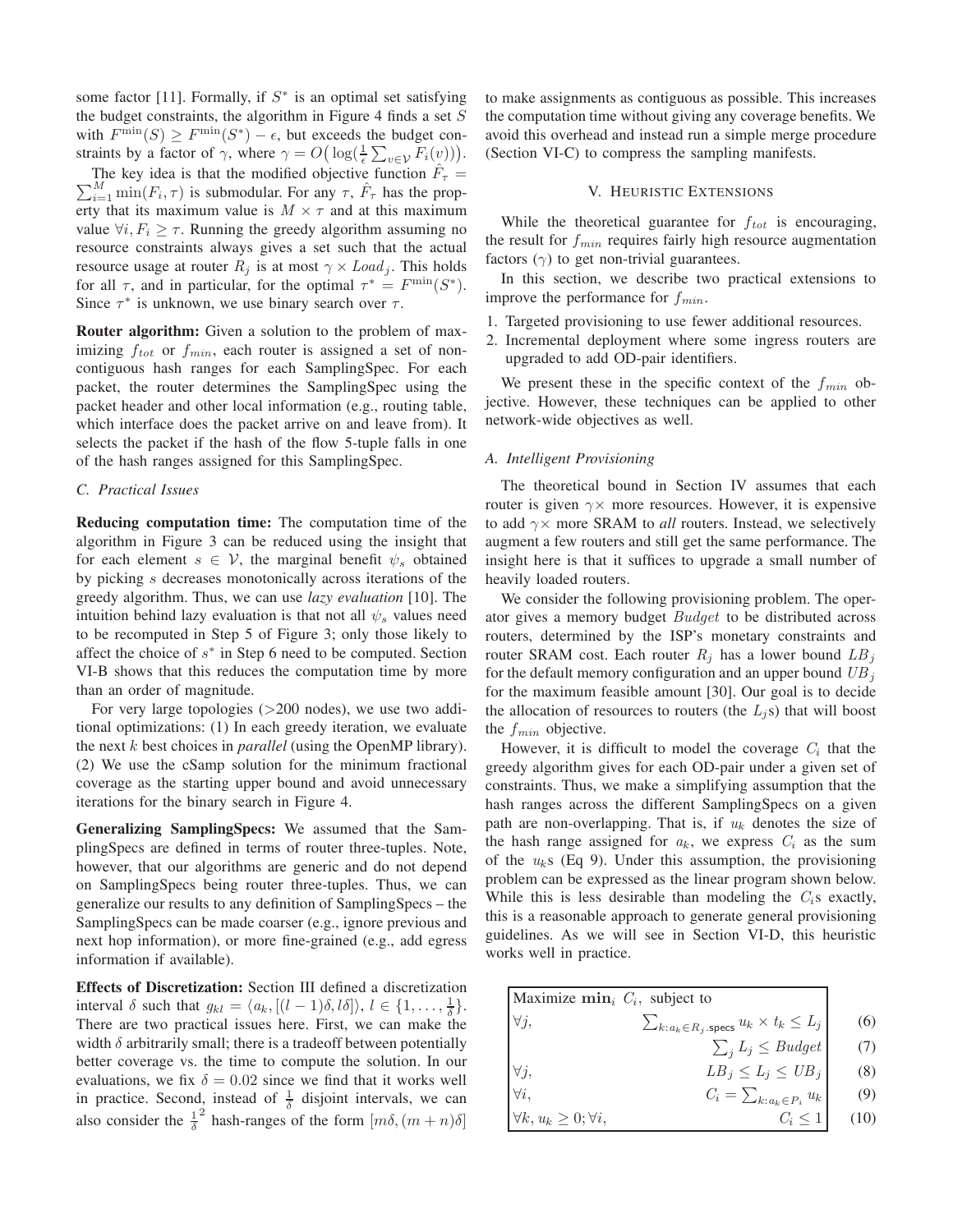some factor [11]. Formally, if $S^*$ is an optimal set satisfying the budget constraints, the algorithm in Figure 4 finds a set $S$ with $F^{\min}(S) \geq F^{\min}(S^*) - \epsilon$, but exceeds the budget constraints by a factor of $\gamma$, where $\gamma = O\big(\log(\frac{1}{\epsilon}\sum_{v\in\mathcal{V}} F_i(v))\big)$.

The key idea is that the modified objective function $\hat{F}_\tau = \sum_{i=1}^{M} \min(F_i, \tau)$ is submodular. For any $\tau$, $\hat{F}_\tau$ has the property that its maximum value is $M \times \tau$ and at this maximum value $\forall i, F_i \geq \tau$. Running the greedy algorithm assuming no resource constraints always gives a set such that the actual resource usage at router $R_j$ is at most $\gamma \times Load_j$. This holds for all $\tau$, and in particular, for the optimal $\tau^* = F^{\min}(S^*)$. Since $\tau^*$ is unknown, we use binary search over $\tau$.

**Router algorithm:** Given a solution to the problem of maximizing $f_{tot}$ or $f_{min}$, each router is assigned a set of non-contiguous hash ranges for each SamplingSpec. For each packet, the router determines the SamplingSpec using the packet header and other local information (e.g., routing table, which interface does the packet arrive on and leave from). It selects the packet if the hash of the flow 5-tuple falls in one of the hash ranges assigned for this SamplingSpec.

### C. Practical Issues

**Reducing computation time:** The computation time of the algorithm in Figure 3 can be reduced using the insight that for each element $s \in \mathcal{V}$, the marginal benefit $\psi_s$ obtained by picking $s$ decreases monotonically across iterations of the greedy algorithm. Thus, we can use *lazy evaluation* [10]. The intuition behind lazy evaluation is that not all $\psi_s$ values need to be recomputed in Step 5 of Figure 3; only those likely to affect the choice of $s^*$ in Step 6 need to be computed. Section VI-B shows that this reduces the computation time by more than an order of magnitude.

For very large topologies (>200 nodes), we use two additional optimizations: (1) In each greedy iteration, we evaluate the next $k$ best choices in *parallel* (using the OpenMP library). (2) We use the cSamp solution for the minimum fractional coverage as the starting upper bound and avoid unnecessary iterations for the binary search in Figure 4.

**Generalizing SamplingSpecs:** We assumed that the SamplingSpecs are defined in terms of router three-tuples. Note, however, that our algorithms are generic and do not depend on SamplingSpecs being router three-tuples. Thus, we can generalize our results to any definition of SamplingSpecs – the SamplingSpecs can be made coarser (e.g., ignore previous and next hop information), or more fine-grained (e.g., add egress information if available).

**Effects of Discretization:** Section III defined a discretization interval $\delta$ such that $g_{kl} = \langle a_k, [(l-1)\delta, l\delta]\rangle$, $l \in \{1, \ldots, \frac{1}{\delta}\}$. There are two practical issues here. First, we can make the width $\delta$ arbitrarily small; there is a tradeoff between potentially better coverage vs. the time to compute the solution. In our evaluations, we fix $\delta = 0.02$ since we find that it works well in practice. Second, instead of $\frac{1}{\delta}$ disjoint intervals, we can also consider the $\frac{1}{\delta}^2$ hash-ranges of the form $[m\delta, (m+n)\delta]$ to make assignments as contiguous as possible. This increases the computation time without giving any coverage benefits. We avoid this overhead and instead run a simple merge procedure (Section VI-C) to compress the sampling manifests.

## V. Heuristic Extensions

While the theoretical guarantee for $f_{tot}$ is encouraging, the result for $f_{min}$ requires fairly high resource augmentation factors ($\gamma$) to get non-trivial guarantees.

In this section, we describe two practical extensions to improve the performance for $f_{min}$.

1. Targeted provisioning to use fewer additional resources.
2. Incremental deployment where some ingress routers are upgraded to add OD-pair identifiers.

We present these in the specific context of the $f_{min}$ objective. However, these techniques can be applied to other network-wide objectives as well.

### A. Intelligent Provisioning

The theoretical bound in Section IV assumes that each router is given $\gamma\times$ more resources. However, it is expensive to add $\gamma\times$ more SRAM to *all* routers. Instead, we selectively augment a few routers and still get the same performance. The insight here is that it suffices to upgrade a small number of heavily loaded routers.

We consider the following provisioning problem. The operator gives a memory budget $Budget$ to be distributed across routers, determined by the ISP's monetary constraints and router SRAM cost. Each router $R_j$ has a lower bound $LB_j$ for the default memory configuration and an upper bound $UB_j$ for the maximum feasible amount [30]. Our goal is to decide the allocation of resources to routers (the $L_j$s) that will boost the $f_{min}$ objective.

However, it is difficult to model the coverage $C_i$ that the greedy algorithm gives for each OD-pair under a given set of constraints. Thus, we make a simplifying assumption that the hash ranges across the different SamplingSpecs on a given path are non-overlapping. That is, if $u_k$ denotes the size of the hash range assigned for $a_k$, we express $C_i$ as the sum of the $u_k$s (Eq 9). Under this assumption, the provisioning problem can be expressed as the linear program shown below. While this is less desirable than modeling the $C_i$s exactly, this is a reasonable approach to generate general provisioning guidelines. As we will see in Section VI-D, this heuristic works well in practice.

Maximize $\min_i \; C_i$, subject to

$$\forall j, \quad \sum_{k: a_k \in R_j.\mathsf{specs}} u_k \times t_k \leq L_j \quad (6)$$

$$\sum_j L_j \leq Budget \quad (7)$$

$$\forall j, \quad LB_j \leq L_j \leq UB_j \quad (8)$$

$$\forall i, \quad C_i = \sum_{k: a_k \in P_i} u_k \quad (9)$$

$$\forall k, u_k \geq 0; \forall i, \quad C_i \leq 1 \quad (10)$$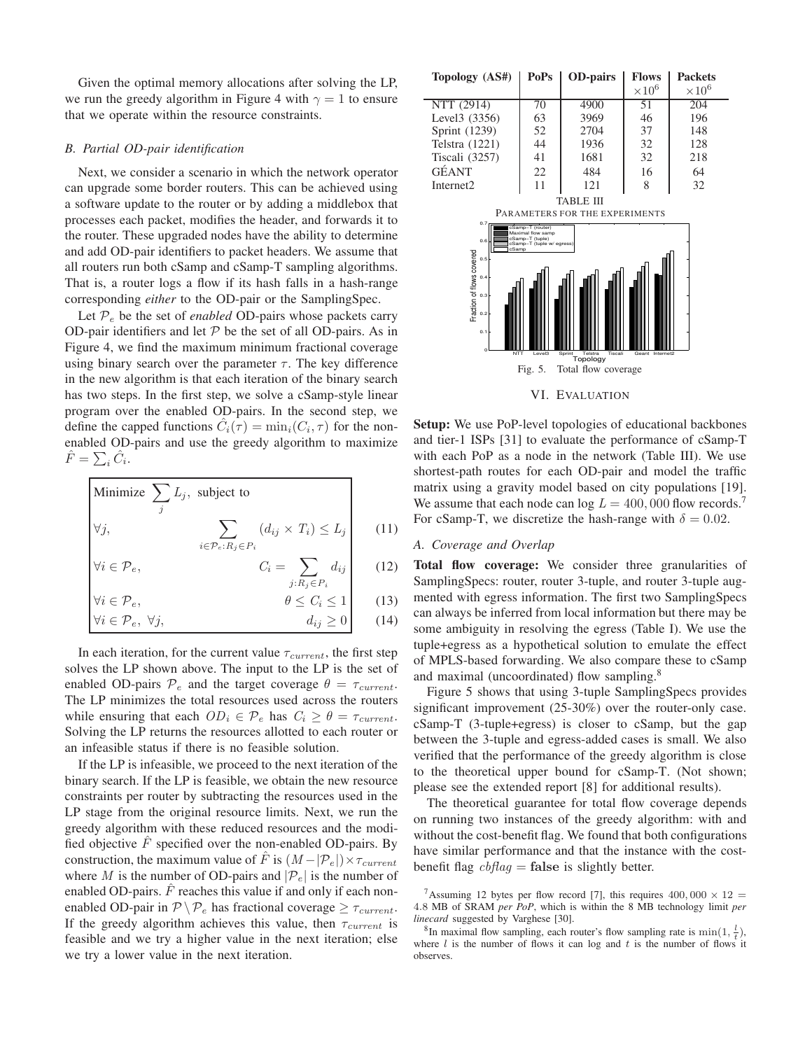Given the optimal memory allocations after solving the LP, we run the greedy algorithm in Figure 4 with $\gamma = 1$ to ensure that we operate within the resource constraints.

### B. Partial OD-pair identification

Next, we consider a scenario in which the network operator can upgrade some border routers. This can be achieved using a software update to the router or by adding a middlebox that processes each packet, modifies the header, and forwards it to the router. These upgraded nodes have the ability to determine and add OD-pair identifiers to packet headers. We assume that all routers run both cSamp and cSamp-T sampling algorithms. That is, a router logs a flow if its hash falls in a hash-range corresponding *either* to the OD-pair or the SamplingSpec.

Let $\mathcal{P}_e$ be the set of *enabled* OD-pairs whose packets carry OD-pair identifiers and let $\mathcal{P}$ be the set of all OD-pairs. As in Figure 4, we find the maximum minimum fractional coverage using binary search over the parameter $\tau$. The key difference in the new algorithm is that each iteration of the binary search has two steps. In the first step, we solve a cSamp-style linear program over the enabled OD-pairs. In the second step, we define the capped functions $\hat{C}_i(\tau) = \min_i(C_i, \tau)$ for the non-enabled OD-pairs and use the greedy algorithm to maximize $\hat{F} = \sum_i \hat{C}_i$.

$$\text{Minimize } \sum_j L_j, \text{ subject to}$$

$$\forall j, \quad \sum_{i \in \mathcal{P}_e : R_j \in P_i} (d_{ij} \times T_i) \leq L_j \tag{11}$$

$$\forall i \in \mathcal{P}_e, \quad C_i = \sum_{j : R_j \in P_i} d_{ij} \tag{12}$$

$$\forall i \in \mathcal{P}_e, \quad \theta \leq C_i \leq 1 \tag{13}$$

$$\forall i \in \mathcal{P}_e, \ \forall j, \quad d_{ij} \geq 0 \tag{14}$$

In each iteration, for the current value $\tau_{current}$, the first step solves the LP shown above. The input to the LP is the set of enabled OD-pairs $\mathcal{P}_e$ and the target coverage $\theta = \tau_{current}$. The LP minimizes the total resources used across the routers while ensuring that each $OD_i \in \mathcal{P}_e$ has $C_i \geq \theta = \tau_{current}$. Solving the LP returns the resources allotted to each router or an infeasible status if there is no feasible solution.

If the LP is infeasible, we proceed to the next iteration of the binary search. If the LP is feasible, we obtain the new resource constraints per router by subtracting the resources used in the LP stage from the original resource limits. Next, we run the greedy algorithm with these reduced resources and the modified objective $\hat{F}$ specified over the non-enabled OD-pairs. By construction, the maximum value of $\hat{F}$ is $(M - |\mathcal{P}_e|) \times \tau_{current}$ where $M$ is the number of OD-pairs and $|\mathcal{P}_e|$ is the number of enabled OD-pairs. $\hat{F}$ reaches this value if and only if each non-enabled OD-pair in $\mathcal{P} \setminus \mathcal{P}_e$ has fractional coverage $\geq \tau_{current}$. If the greedy algorithm achieves this value, then $\tau_{current}$ is feasible and we try a higher value in the next iteration; else we try a lower value in the next iteration.

| Topology (AS#) | PoPs | OD-pairs | Flows $\times 10^6$ | Packets $\times 10^6$ |
|---|---|---|---|---|
| NTT (2914) | 70 | 4900 | 51 | 204 |
| Level3 (3356) | 63 | 3969 | 46 | 196 |
| Sprint (1239) | 52 | 2704 | 37 | 148 |
| Telstra (1221) | 44 | 1936 | 32 | 128 |
| Tiscali (3257) | 41 | 1681 | 32 | 218 |
| GÉANT | 22 | 484 | 16 | 64 |
| Internet2 | 11 | 121 | 8 | 32 |

TABLE III
PARAMETERS FOR THE EXPERIMENTS

Fig. 5. Total flow coverage

## VI. EVALUATION

**Setup:** We use PoP-level topologies of educational backbones and tier-1 ISPs [31] to evaluate the performance of cSamp-T with each PoP as a node in the network (Table III). We use shortest-path routes for each OD-pair and model the traffic matrix using a gravity model based on city populations [19]. We assume that each node can log $L = 400,000$ flow records.[7] For cSamp-T, we discretize the hash-range with $\delta = 0.02$.

### A. Coverage and Overlap

**Total flow coverage:** We consider three granularities of SamplingSpecs: router, router 3-tuple, and router 3-tuple augmented with egress information. The first two SamplingSpecs can always be inferred from local information but there may be some ambiguity in resolving the egress (Table I). We use the tuple+egress as a hypothetical solution to emulate the effect of MPLS-based forwarding. We also compare these to cSamp and maximal (uncoordinated) flow sampling.[8]

Figure 5 shows that using 3-tuple SamplingSpecs provides significant improvement (25-30%) over the router-only case. cSamp-T (3-tuple+egress) is closer to cSamp, but the gap between the 3-tuple and egress-added cases is small. We also verified that the performance of the greedy algorithm is close to the theoretical upper bound for cSamp-T. (Not shown; please see the extended report [8] for additional results).

The theoretical guarantee for total flow coverage depends on running two instances of the greedy algorithm: with and without the cost-benefit flag. We found that both configurations have similar performance and that the instance with the cost-benefit flag $cbflag$ = **false** is slightly better.

[7] Assuming 12 bytes per flow record [7], this requires $400,000 \times 12 = 4.8$ MB of SRAM *per PoP*, which is within the 8 MB technology limit *per linecard* suggested by Varghese [30].

[8] In maximal flow sampling, each router's flow sampling rate is $\min(1, \frac{l}{t})$, where $l$ is the number of flows it can log and $t$ is the number of flows it observes.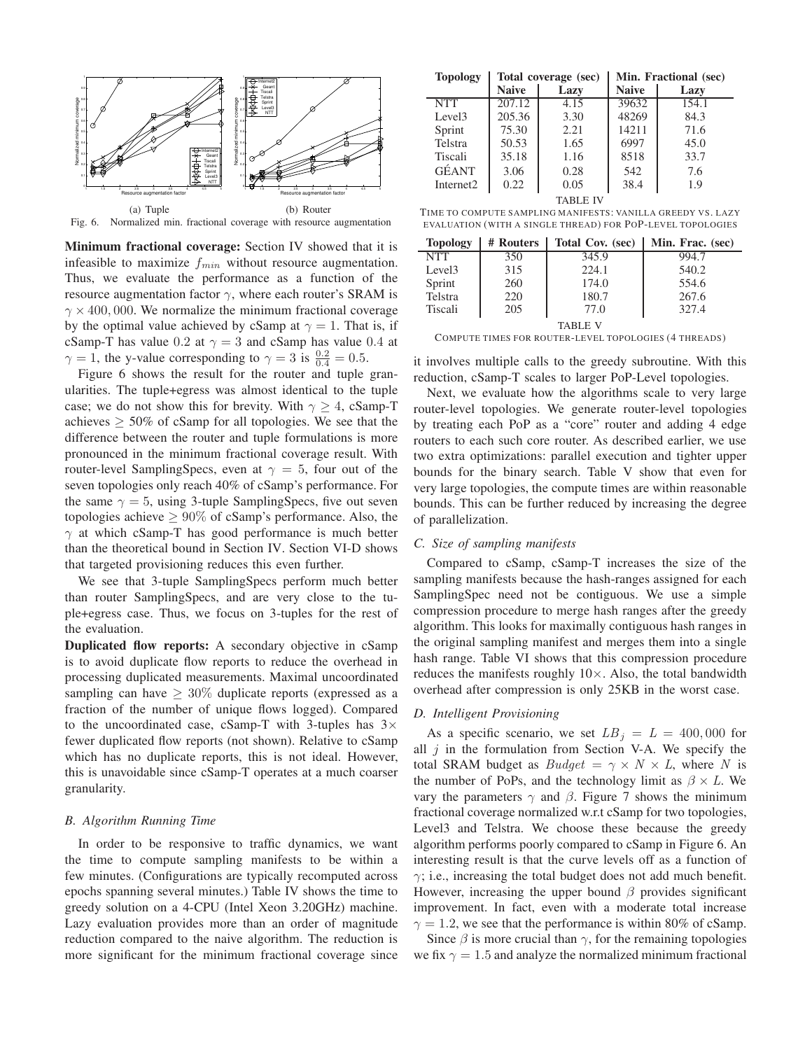(a) Tuple (b) Router

Fig. 6. Normalized min. fractional coverage with resource augmentation

**Minimum fractional coverage:** Section IV showed that it is infeasible to maximize $f_{min}$ without resource augmentation. Thus, we evaluate the performance as a function of the resource augmentation factor $\gamma$, where each router's SRAM is $\gamma \times 400,000$. We normalize the minimum fractional coverage by the optimal value achieved by cSamp at $\gamma = 1$. That is, if cSamp-T has value $0.2$ at $\gamma = 3$ and cSamp has value $0.4$ at $\gamma = 1$, the y-value corresponding to $\gamma = 3$ is $\frac{0.2}{0.4} = 0.5$.

Figure 6 shows the result for the router and tuple granularities. The tuple+egress was almost identical to the tuple case; we do not show this for brevity. With $\gamma \geq 4$, cSamp-T achieves $\geq 50\%$ of cSamp for all topologies. We see that the difference between the router and tuple formulations is more pronounced in the minimum fractional coverage result. With router-level SamplingSpecs, even at $\gamma = 5$, four out of the seven topologies only reach 40% of cSamp's performance. For the same $\gamma = 5$, using 3-tuple SamplingSpecs, five out seven topologies achieve $\geq 90\%$ of cSamp's performance. Also, the $\gamma$ at which cSamp-T has good performance is much better than the theoretical bound in Section IV. Section VI-D shows that targeted provisioning reduces this even further.

We see that 3-tuple SamplingSpecs perform much better than router SamplingSpecs, and are very close to the tuple+egress case. Thus, we focus on 3-tuples for the rest of the evaluation.

**Duplicated flow reports:** A secondary objective in cSamp is to avoid duplicate flow reports to reduce the overhead in processing duplicated measurements. Maximal uncoordinated sampling can have $\geq 30\%$ duplicate reports (expressed as a fraction of the number of unique flows logged). Compared to the uncoordinated case, cSamp-T with 3-tuples has $3\times$ fewer duplicated flow reports (not shown). Relative to cSamp which has no duplicate reports, this is not ideal. However, this is unavoidable since cSamp-T operates at a much coarser granularity.

### B. Algorithm Running Time

In order to be responsive to traffic dynamics, we want the time to compute sampling manifests to be within a few minutes. (Configurations are typically recomputed across epochs spanning several minutes.) Table IV shows the time to greedy solution on a 4-CPU (Intel Xeon 3.20GHz) machine. Lazy evaluation provides more than an order of magnitude reduction compared to the naive algorithm. The reduction is more significant for the minimum fractional coverage since it involves multiple calls to the greedy subroutine. With this reduction, cSamp-T scales to larger PoP-Level topologies.

| Topology | Total coverage (sec) | | Min. Fractional (sec) | |
|---|---|---|---|---|
| | Naive | Lazy | Naive | Lazy |
| NTT | 207.12 | 4.15 | 39632 | 154.1 |
| Level3 | 205.36 | 3.30 | 48269 | 84.3 |
| Sprint | 75.30 | 2.21 | 14211 | 71.6 |
| Telstra | 50.53 | 1.65 | 6997 | 45.0 |
| Tiscali | 35.18 | 1.16 | 8518 | 33.7 |
| GÉANT | 3.06 | 0.28 | 542 | 7.6 |
| Internet2 | 0.22 | 0.05 | 38.4 | 1.9 |

TABLE IV
TIME TO COMPUTE SAMPLING MANIFESTS: VANILLA GREEDY VS. LAZY EVALUATION (WITH A SINGLE THREAD) FOR POP-LEVEL TOPOLOGIES

| Topology | # Routers | Total Cov. (sec) | Min. Frac. (sec) |
|---|---|---|---|
| NTT | 350 | 345.9 | 994.7 |
| Level3 | 315 | 224.1 | 540.2 |
| Sprint | 260 | 174.0 | 554.6 |
| Telstra | 220 | 180.7 | 267.6 |
| Tiscali | 205 | 77.0 | 327.4 |

TABLE V
COMPUTE TIMES FOR ROUTER-LEVEL TOPOLOGIES (4 THREADS)

Next, we evaluate how the algorithms scale to very large router-level topologies. We generate router-level topologies by treating each PoP as a "core" router and adding 4 edge routers to each such core router. As described earlier, we use two extra optimizations: parallel execution and tighter upper bounds for the binary search. Table V show that even for very large topologies, the compute times are within reasonable bounds. This can be further reduced by increasing the degree of parallelization.

### C. Size of sampling manifests

Compared to cSamp, cSamp-T increases the size of the sampling manifests because the hash-ranges assigned for each SamplingSpec need not be contiguous. We use a simple compression procedure to merge hash ranges after the greedy algorithm. This looks for maximally contiguous hash ranges in the original sampling manifest and merges them into a single hash range. Table VI shows that this compression procedure reduces the manifests roughly $10\times$. Also, the total bandwidth overhead after compression is only 25KB in the worst case.

### D. Intelligent Provisioning

As a specific scenario, we set $LB_j = L = 400,000$ for all $j$ in the formulation from Section V-A. We specify the total SRAM budget as $Budget = \gamma \times N \times L$, where $N$ is the number of PoPs, and the technology limit as $\beta \times L$. We vary the parameters $\gamma$ and $\beta$. Figure 7 shows the minimum fractional coverage normalized w.r.t cSamp for two topologies, Level3 and Telstra. We choose these because the greedy algorithm performs poorly compared to cSamp in Figure 6. An interesting result is that the curve levels off as a function of $\gamma$; i.e., increasing the total budget does not add much benefit. However, increasing the upper bound $\beta$ provides significant improvement. In fact, even with a moderate total increase $\gamma = 1.2$, we see that the performance is within 80% of cSamp.

Since $\beta$ is more crucial than $\gamma$, for the remaining topologies we fix $\gamma = 1.5$ and analyze the normalized minimum fractional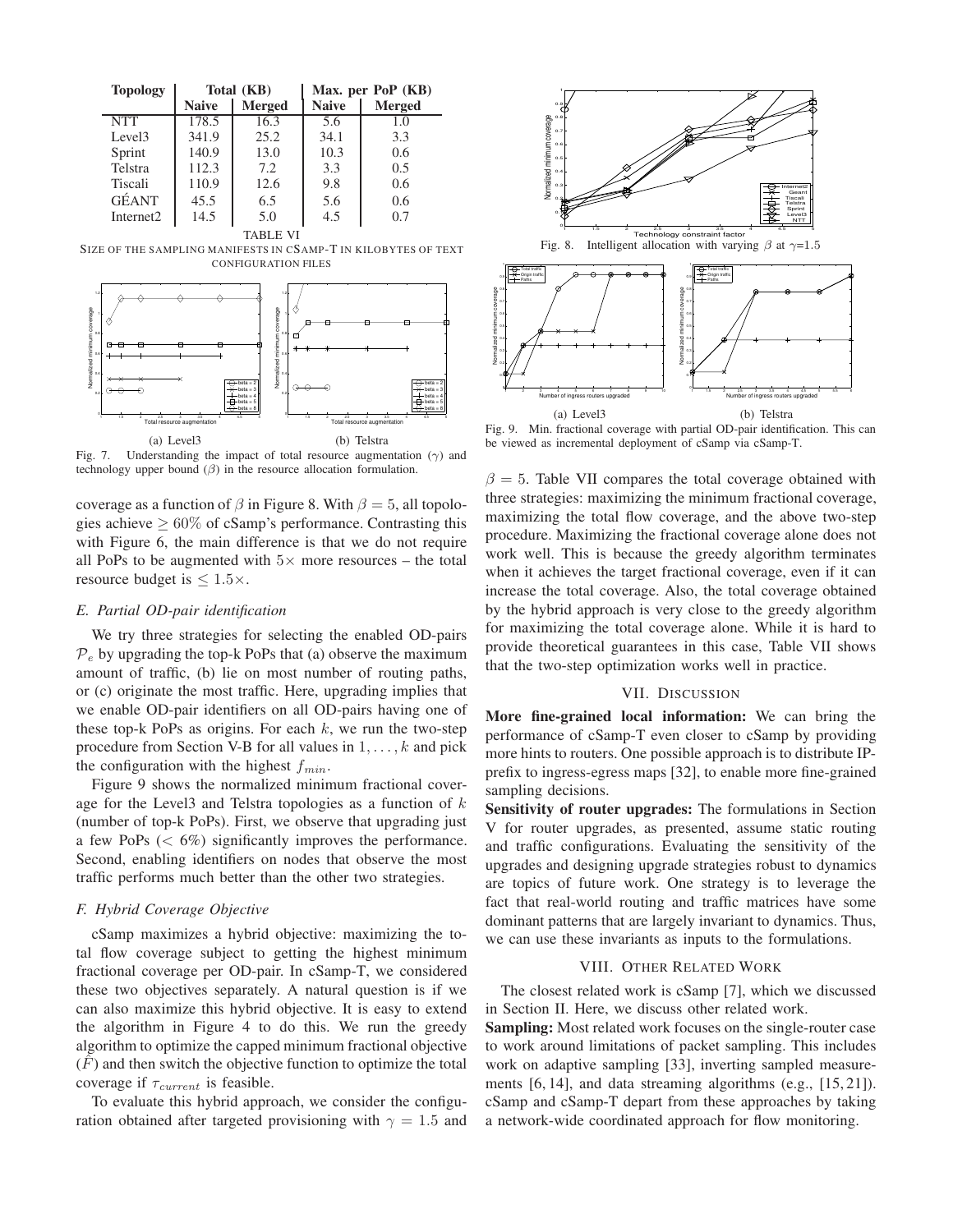| Topology | Total (KB) | | Max. per PoP (KB) | |
|---|---|---|---|---|
| | Naive | Merged | Naive | Merged |
| NTT | 178.5 | 16.3 | 5.6 | 1.0 |
| Level3 | 341.9 | 25.2 | 34.1 | 3.3 |
| Sprint | 140.9 | 13.0 | 10.3 | 0.6 |
| Telstra | 112.3 | 7.2 | 3.3 | 0.5 |
| Tiscali | 110.9 | 12.6 | 9.8 | 0.6 |
| GÉANT | 45.5 | 6.5 | 5.6 | 0.6 |
| Internet2 | 14.5 | 5.0 | 4.5 | 0.7 |

TABLE VI
SIZE OF THE SAMPLING MANIFESTS IN CSAMP-T IN KILOBYTES OF TEXT CONFIGURATION FILES

(a) Level3 (b) Telstra

Fig. 7. Understanding the impact of total resource augmentation ($\gamma$) and technology upper bound ($\beta$) in the resource allocation formulation.

coverage as a function of $\beta$ in Figure 8. With $\beta = 5$, all topologies achieve $\geq 60\%$ of cSamp's performance. Contrasting this with Figure 6, the main difference is that we do not require all PoPs to be augmented with $5\times$ more resources – the total resource budget is $\leq 1.5\times$.

### E. Partial OD-pair identification

We try three strategies for selecting the enabled OD-pairs $\mathcal{P}_e$ by upgrading the top-k PoPs that (a) observe the maximum amount of traffic, (b) lie on most number of routing paths, or (c) originate the most traffic. Here, upgrading implies that we enable OD-pair identifiers on all OD-pairs having one of these top-k PoPs as origins. For each $k$, we run the two-step procedure from Section V-B for all values in $1, \ldots, k$ and pick the configuration with the highest $f_{min}$.

Figure 9 shows the normalized minimum fractional coverage for the Level3 and Telstra topologies as a function of $k$ (number of top-k PoPs). First, we observe that upgrading just a few PoPs ($< 6\%$) significantly improves the performance. Second, enabling identifiers on nodes that observe the most traffic performs much better than the other two strategies.

### F. Hybrid Coverage Objective

cSamp maximizes a hybrid objective: maximizing the total flow coverage subject to getting the highest minimum fractional coverage per OD-pair. In cSamp-T, we considered these two objectives separately. A natural question is if we can also maximize this hybrid objective. It is easy to extend the algorithm in Figure 4 to do this. We run the greedy algorithm to optimize the capped minimum fractional objective ($\hat{F}$) and then switch the objective function to optimize the total coverage if $\tau_{current}$ is feasible.

To evaluate this hybrid approach, we consider the configuration obtained after targeted provisioning with $\gamma = 1.5$ and

Fig. 8. Intelligent allocation with varying $\beta$ at $\gamma$=1.5

(a) Level3 (b) Telstra

Fig. 9. Min. fractional coverage with partial OD-pair identification. This can be viewed as incremental deployment of cSamp via cSamp-T.

$\beta = 5$. Table VII compares the total coverage obtained with three strategies: maximizing the minimum fractional coverage, maximizing the total flow coverage, and the above two-step procedure. Maximizing the fractional coverage alone does not work well. This is because the greedy algorithm terminates when it achieves the target fractional coverage, even if it can increase the total coverage. Also, the total coverage obtained by the hybrid approach is very close to the greedy algorithm for maximizing the total coverage alone. While it is hard to provide theoretical guarantees in this case, Table VII shows that the two-step optimization works well in practice.

## VII. DISCUSSION

**More fine-grained local information:** We can bring the performance of cSamp-T even closer to cSamp by providing more hints to routers. One possible approach is to distribute IP-prefix to ingress-egress maps [32], to enable more fine-grained sampling decisions.

**Sensitivity of router upgrades:** The formulations in Section V for router upgrades, as presented, assume static routing and traffic configurations. Evaluating the sensitivity of the upgrades and designing upgrade strategies robust to dynamics are topics of future work. One strategy is to leverage the fact that real-world routing and traffic matrices have some dominant patterns that are largely invariant to dynamics. Thus, we can use these invariants as inputs to the formulations.

## VIII. OTHER RELATED WORK

The closest related work is cSamp [7], which we discussed in Section II. Here, we discuss other related work.

**Sampling:** Most related work focuses on the single-router case to work around limitations of packet sampling. This includes work on adaptive sampling [33], inverting sampled measurements [6, 14], and data streaming algorithms (e.g., [15, 21]). cSamp and cSamp-T depart from these approaches by taking a network-wide coordinated approach for flow monitoring.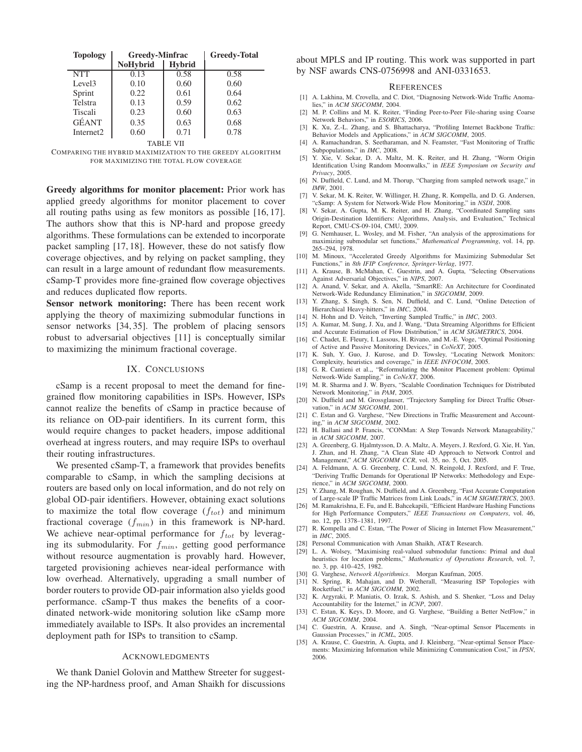| Topology | Greedy-Minfrac | | Greedy-Total |
|---|---|---|---|
| | NoHybrid | Hybrid | |
| NTT | 0.13 | 0.58 | 0.58 |
| Level3 | 0.10 | 0.60 | 0.60 |
| Sprint | 0.22 | 0.61 | 0.64 |
| Telstra | 0.13 | 0.59 | 0.62 |
| Tiscali | 0.23 | 0.60 | 0.63 |
| GÉANT | 0.35 | 0.63 | 0.68 |
| Internet2 | 0.60 | 0.71 | 0.78 |

TABLE VII

COMPARING THE HYBRID MAXIMIZATION TO THE GREEDY ALGORITHM FOR MAXIMIZING THE TOTAL FLOW COVERAGE

**Greedy algorithms for monitor placement:** Prior work has applied greedy algorithms for monitor placement to cover all routing paths using as few monitors as possible [16, 17]. The authors show that this is NP-hard and propose greedy algorithms. These formulations can be extended to incorporate packet sampling [17, 18]. However, these do not satisfy flow coverage objectives, and by relying on packet sampling, they can result in a large amount of redundant flow measurements. cSamp-T provides more fine-grained flow coverage objectives and reduces duplicated flow reports.

**Sensor network monitoring:** There has been recent work applying the theory of maximizing submodular functions in sensor networks [34, 35]. The problem of placing sensors robust to adversarial objectives [11] is conceptually similar to maximizing the minimum fractional coverage.

## IX. CONCLUSIONS

cSamp is a recent proposal to meet the demand for fine-grained flow monitoring capabilities in ISPs. However, ISPs cannot realize the benefits of cSamp in practice because of its reliance on OD-pair identifiers. In its current form, this would require changes to packet headers, impose additional overhead at ingress routers, and may require ISPs to overhaul their routing infrastructures.

We presented cSamp-T, a framework that provides benefits comparable to cSamp, in which the sampling decisions at routers are based only on local information, and do not rely on global OD-pair identifiers. However, obtaining exact solutions to maximize the total flow coverage ($f_{tot}$) and minimum fractional coverage ($f_{min}$) in this framework is NP-hard. We achieve near-optimal performance for $f_{tot}$ by leveraging its submodularity. For $f_{min}$, getting good performance without resource augmentation is provably hard. However, targeted provisioning achieves near-ideal performance with low overhead. Alternatively, upgrading a small number of border routers to provide OD-pair information also yields good performance. cSamp-T thus makes the benefits of a coordinated network-wide monitoring solution like cSamp more immediately available to ISPs. It also provides an incremental deployment path for ISPs to transition to cSamp.

## ACKNOWLEDGMENTS

We thank Daniel Golovin and Matthew Streeter for suggesting the NP-hardness proof, and Aman Shaikh for discussions about MPLS and IP routing. This work was supported in part by NSF awards CNS-0756998 and ANI-0331653.

## REFERENCES

[1] A. Lakhina, M. Crovella, and C. Diot, "Diagnosing Network-Wide Traffic Anomalies," in *ACM SIGCOMM*, 2004.

[2] M. P. Collins and M. K. Reiter, "Finding Peer-to-Peer File-sharing using Coarse Network Behaviors," in *ESORICS*, 2006.

[3] K. Xu, Z.-L. Zhang, and S. Bhattacharya, "Profiling Internet Backbone Traffic: Behavior Models and Applications," in *ACM SIGCOMM*, 2005.

[4] A. Ramachandran, S. Seetharaman, and N. Feamster, "Fast Monitoring of Traffic Subpopulations," in *IMC*, 2008.

[5] Y. Xie, V. Sekar, D. A. Maltz, M. K. Reiter, and H. Zhang, "Worm Origin Identification Using Random Moonwalks," in *IEEE Symposium on Security and Privacy*, 2005.

[6] N. Duffield, C. Lund, and M. Thorup, "Charging from sampled network usage," in *IMW*, 2001.

[7] V. Sekar, M. K. Reiter, W. Willinger, H. Zhang, R. Kompella, and D. G. Andersen, "cSamp: A System for Network-Wide Flow Monitoring," in *NSDI*, 2008.

[8] V. Sekar, A. Gupta, M. K. Reiter, and H. Zhang, "Coordinated Sampling sans Origin-Destination Identifiers: Algorithms, Analysis, and Evaluation," Technical Report, CMU-CS-09-104, CMU, 2009.

[9] G. Nemhauser, L. Wosley, and M. Fisher, "An analysis of the approximations for maximizing submodular set functions," *Mathematical Programming*, vol. 14, pp. 265–294, 1978.

[10] M. Minoux, "Accelerated Greedy Algorithms for Maximizing Submodular Set Functions," in *8th IFIP Conference, Springer-Verlag*, 1977.

[11] A. Krause, B. McMahan, C. Guestrin, and A. Gupta, "Selecting Observations Against Adversarial Objectives," in *NIPS*, 2007.

[12] A. Anand, V. Sekar, and A. Akella, "SmartRE: An Architecture for Coordinated Network-Wide Redundancy Elimination," in *SIGCOMM*, 2009.

[13] Y. Zhang, S. Singh, S. Sen, N. Duffield, and C. Lund, "Online Detection of Hierarchical Heavy-hitters," in *IMC*, 2004.

[14] N. Hohn and D. Veitch, "Inverting Sampled Traffic," in *IMC*, 2003.

[15] A. Kumar, M. Sung, J. Xu, and J. Wang, "Data Streaming Algorithms for Efficient and Accurate Estimation of Flow Distribution," in *ACM SIGMETRICS*, 2004.

[16] C. Chadet, E. Fleury, I. Lassous, H. Rivano, and M.-E. Voge, "Optimal Positioning of Active and Passive Monitoring Devices," in *CoNeXT*, 2005.

[17] K. Suh, Y. Guo, J. Kurose, and D. Towsley, "Locating Network Monitors: Complexity, heuristics and coverage," in *IEEE INFOCOM*, 2005.

[18] G. R. Cantieni et al.., "Reformulating the Monitor Placement problem: Optimal Network-Wide Sampling," in *CoNeXT*, 2006.

[19] M. R. Sharma and J. W. Byers, "Scalable Coordination Techniques for Distributed Network Monitoring," in *PAM*, 2005.

[20] N. Duffield and M. Grossglauser, "Trajectory Sampling for Direct Traffic Observation," in *ACM SIGCOMM*, 2001.

[21] C. Estan and G. Varghese, "New Directions in Traffic Measurement and Accounting," in *ACM SIGCOMM*, 2002.

[22] H. Ballani and P. Francis, "CONMan: A Step Towards Network Manageability," in *ACM SIGCOMM*, 2007.

[23] A. Greenberg, G. Hjalmtysson, D. A. Maltz, A. Meyers, J. Rexford, G. Xie, H. Yan, J. Zhan, and H. Zhang, "A Clean Slate 4D Approach to Network Control and Management," *ACM SIGCOMM CCR*, vol. 35, no. 5, Oct. 2005.

[24] A. Feldmann, A. G. Greenberg, C. Lund, N. Reingold, J. Rexford, and F. True, "Deriving Traffic Demands for Operational IP Networks: Methodology and Experience," in *ACM SIGCOMM*, 2000.

[25] Y. Zhang, M. Roughan, N. Duffield, and A. Greenberg, "Fast Accurate Computation of Large-scale IP Traffic Matrices from Link Loads," in *ACM SIGMETRICS*, 2003.

[26] M. Ramakrishna, E. Fu, and E. Bahcekapili, "Efficient Hardware Hashing Functions for High Performance Computers," *IEEE Transactions on Computers*, vol. 46, no. 12, pp. 1378–1381, 1997.

[27] R. Kompella and C. Estan, "The Power of Slicing in Internet Flow Measurement," in *IMC*, 2005.

[28] Personal Communication with Aman Shaikh, AT&T Research.

[29] L. A. Wolsey, "Maximising real-valued submodular functions: Primal and dual heuristics for location problems," *Mathematics of Operations Research*, vol. 7, no. 3, pp. 410–425, 1982.

[30] G. Varghese, *Network Algorithmics*. Morgan Kaufman, 2005.

[31] N. Spring, R. Mahajan, and D. Wetherall, "Measuring ISP Topologies with Rocketfuel," in *ACM SIGCOMM*, 2002.

[32] K. Argyraki, P. Maniatis, O. Irzak, S. Ashish, and S. Shenker, "Loss and Delay Accountability for the Internet," in *ICNP*, 2007.

[33] C. Estan, K. Keys, D. Moore, and G. Varghese, "Building a Better NetFlow," in *ACM SIGCOMM*, 2004.

[34] C. Guestrin, A. Krause, and A. Singh, "Near-optimal Sensor Placements in Gaussian Processes," in *ICML*, 2005.

[35] A. Krause, C. Guestrin, A. Gupta, and J. Kleinberg, "Near-optimal Sensor Placements: Maximizing Information while Minimizing Communication Cost," in *IPSN*, 2006.